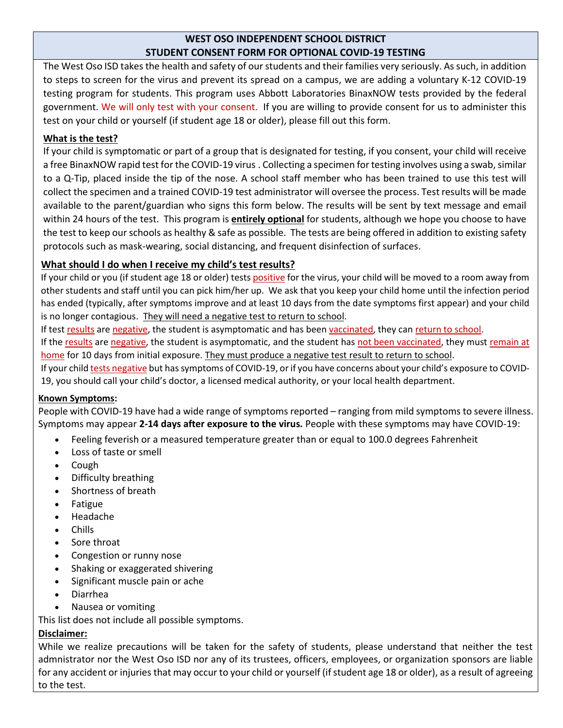# WEST OSO INDEPENDENT SCHOOL DISTRICT
# STUDENT CONSENT FORM FOR OPTIONAL COVID-19 TESTING

The West Oso ISD takes the health and safety of our students and their families very seriously. As such, in addition to steps to screen for the virus and prevent its spread on a campus, we are adding a voluntary K-12 COVID-19 testing program for students. This program uses Abbott Laboratories BinaxNOW tests provided by the federal government. We will only test with your consent. If you are willing to provide consent for us to administer this test on your child or yourself (if student age 18 or older), please fill out this form.

## What is the test?

If your child is symptomatic or part of a group that is designated for testing, if you consent, your child will receive a free BinaxNOW rapid test for the COVID-19 virus . Collecting a specimen for testing involves using a swab, similar to a Q-Tip, placed inside the tip of the nose. A school staff member who has been trained to use this test will collect the specimen and a trained COVID-19 test administrator will oversee the process. Test results will be made available to the parent/guardian who signs this form below. The results will be sent by text message and email within 24 hours of the test. This program is **entirely optional** for students, although we hope you choose to have the test to keep our schools as healthy & safe as possible. The tests are being offered in addition to existing safety protocols such as mask-wearing, social distancing, and frequent disinfection of surfaces.

## What should I do when I receive my child's test results?

If your child or you (if student age 18 or older) tests positive for the virus, your child will be moved to a room away from other students and staff until you can pick him/her up. We ask that you keep your child home until the infection period has ended (typically, after symptoms improve and at least 10 days from the date symptoms first appear) and your child is no longer contagious. They will need a negative test to return to school.

If test results are negative, the student is asymptomatic and has been vaccinated, they can return to school.

If the results are negative, the student is asymptomatic, and the student has not been vaccinated, they must remain at home for 10 days from initial exposure. They must produce a negative test result to return to school.

If your child tests negative but has symptoms of COVID-19, or if you have concerns about your child's exposure to COVID-19, you should call your child's doctor, a licensed medical authority, or your local health department.

### Known Symptoms:

People with COVID-19 have had a wide range of symptoms reported – ranging from mild symptoms to severe illness. Symptoms may appear **2-14 days after exposure to the virus.** People with these symptoms may have COVID-19:

- Feeling feverish or a measured temperature greater than or equal to 100.0 degrees Fahrenheit
- Loss of taste or smell
- Cough
- Difficulty breathing
- Shortness of breath
- Fatigue
- Headache
- Chills
- Sore throat
- Congestion or runny nose
- Shaking or exaggerated shivering
- Significant muscle pain or ache
- Diarrhea
- Nausea or vomiting

This list does not include all possible symptoms.

### Disclaimer:

While we realize precautions will be taken for the safety of students, please understand that neither the test admnistrator nor the West Oso ISD nor any of its trustees, officers, employees, or organization sponsors are liable for any accident or injuries that may occur to your child or yourself (if student age 18 or older), as a result of agreeing to the test.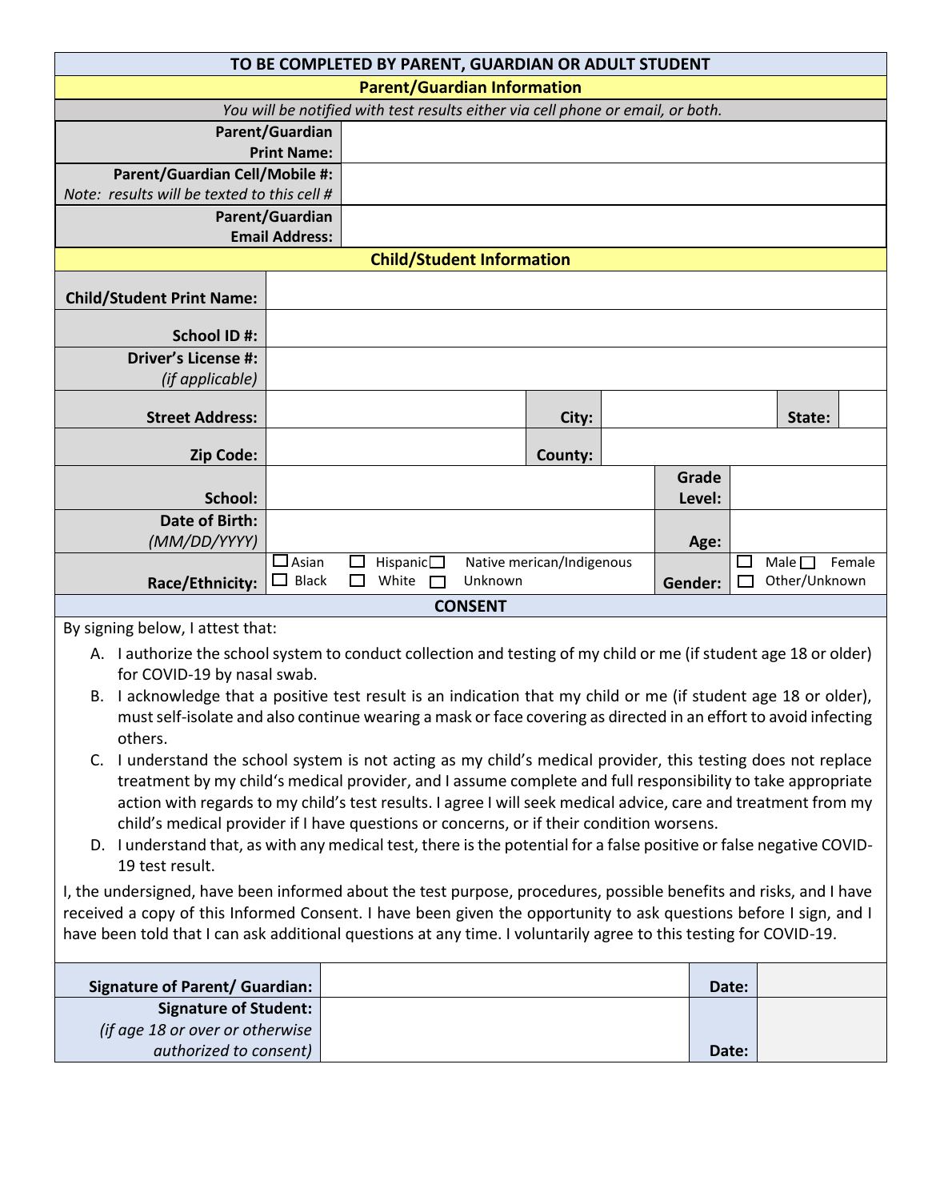| TO BE COMPLETED BY PARENT, GUARDIAN OR ADULT STUDENT | |
|---|---|
| **Parent/Guardian Information** | |
| *You will be notified with test results either via cell phone or email, or both.* | |
| **Parent/Guardian Print Name:** | |
| **Parent/Guardian Cell/Mobile #:** *Note: results will be texted to this cell #* | |
| **Parent/Guardian Email Address:** | |

| **Child/Student Information** | | | | | |
|---|---|---|---|---|---|
| **Child/Student Print Name:** | | | | | |
| **School ID #:** | | | | | |
| **Driver's License #:** *(if applicable)* | | | | | |
| **Street Address:** | | **City:** | | **State:** | |
| **Zip Code:** | | **County:** | | | |
| **School:** | | | **Grade Level:** | | |
| **Date of Birth:** *(MM/DD/YYYY)* | | | **Age:** | | |
| **Race/Ethnicity:** | ☐ Asian ☐ Hispanic ☐ Native merican/Indigenous ☐ Black ☐ White ☐ Unknown | | **Gender:** | ☐ Male ☐ Female ☐ Other/Unknown | |

## CONSENT

By signing below, I attest that:

A. I authorize the school system to conduct collection and testing of my child or me (if student age 18 or older) for COVID-19 by nasal swab.

B. I acknowledge that a positive test result is an indication that my child or me (if student age 18 or older), must self-isolate and also continue wearing a mask or face covering as directed in an effort to avoid infecting others.

C. I understand the school system is not acting as my child's medical provider, this testing does not replace treatment by my child's medical provider, and I assume complete and full responsibility to take appropriate action with regards to my child's test results. I agree I will seek medical advice, care and treatment from my child's medical provider if I have questions or concerns, or if their condition worsens.

D. I understand that, as with any medical test, there is the potential for a false positive or false negative COVID-19 test result.

I, the undersigned, have been informed about the test purpose, procedures, possible benefits and risks, and I have received a copy of this Informed Consent. I have been given the opportunity to ask questions before I sign, and I have been told that I can ask additional questions at any time. I voluntarily agree to this testing for COVID-19.

| | | | |
|---|---|---|---|
| **Signature of Parent/ Guardian:** | | **Date:** | |
| **Signature of Student:** *(if age 18 or over or otherwise authorized to consent)* | | **Date:** | |